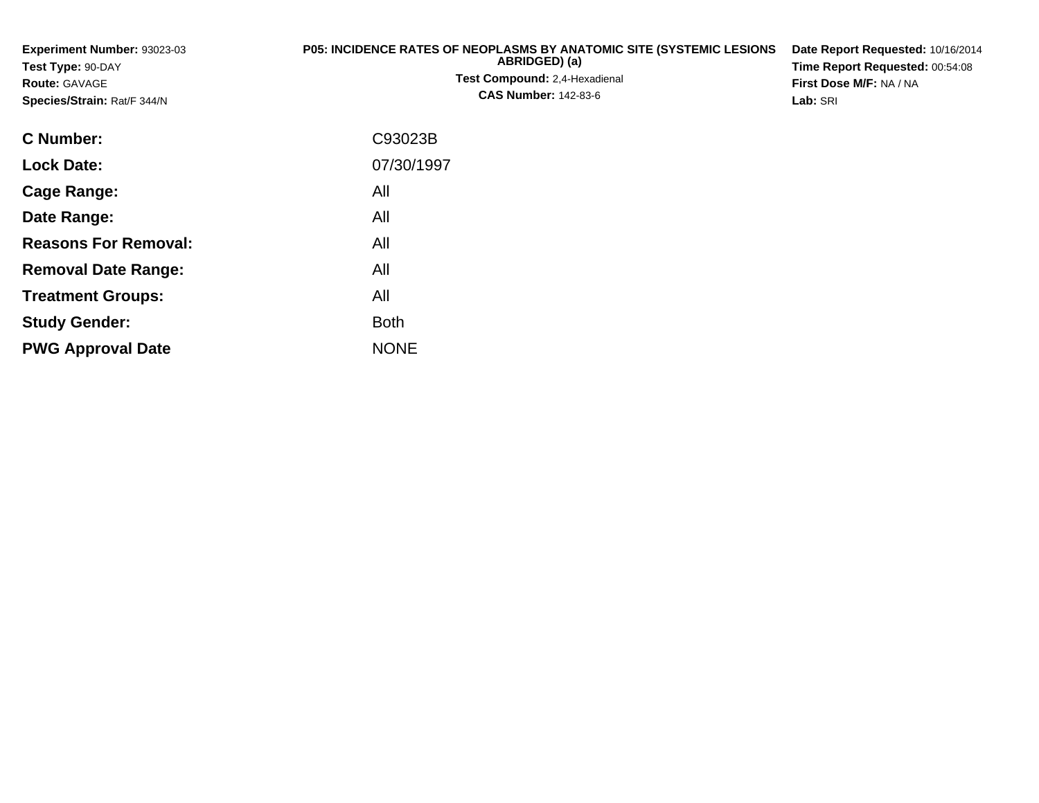**Experiment Number:** 93023-03
**Test Type:** 90-DAY
**Route:** GAVAGE
**Species/Strain:** Rat/F 344/N

**P05: INCIDENCE RATES OF NEOPLASMS BY ANATOMIC SITE (SYSTEMIC LESIONS ABRIDGED) (a)**
**Test Compound:** 2,4-Hexadienal
**CAS Number:** 142-83-6

**Date Report Requested:** 10/16/2014
**Time Report Requested:** 00:54:08
**First Dose M/F:** NA / NA
**Lab:** SRI

| | |
|---|---|
| **C Number:** | C93023B |
| **Lock Date:** | 07/30/1997 |
| **Cage Range:** | All |
| **Date Range:** | All |
| **Reasons For Removal:** | All |
| **Removal Date Range:** | All |
| **Treatment Groups:** | All |
| **Study Gender:** | Both |
| **PWG Approval Date** | NONE |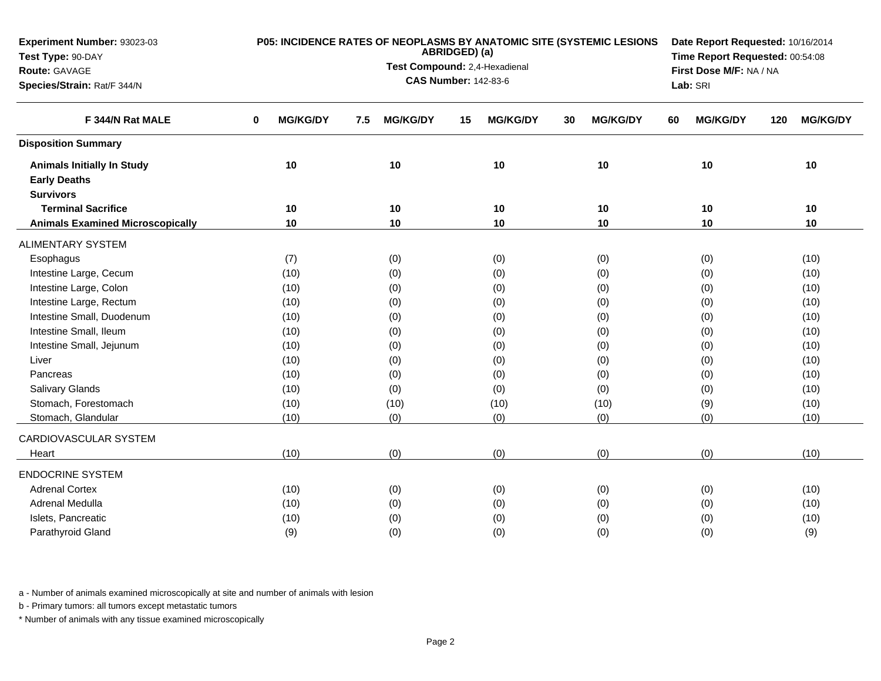**Experiment Number:** 93023-03
**Test Type:** 90-DAY
**Route:** GAVAGE
**Species/Strain:** Rat/F 344/N

**P05: INCIDENCE RATES OF NEOPLASMS BY ANATOMIC SITE (SYSTEMIC LESIONS ABRIDGED) (a)**
**Test Compound:** 2,4-Hexadienal
**CAS Number:** 142-83-6

**Date Report Requested:** 10/16/2014
**Time Report Requested:** 00:54:08
**First Dose M/F:** NA / NA
**Lab:** SRI

| F 344/N Rat MALE | 0 MG/KG/DY | 7.5 MG/KG/DY | 15 MG/KG/DY | 30 MG/KG/DY | 60 MG/KG/DY | 120 MG/KG/DY |
|---|---|---|---|---|---|---|
| **Disposition Summary** | | | | | | |
| **Animals Initially In Study** | 10 | 10 | 10 | 10 | 10 | 10 |
| **Early Deaths** | | | | | | |
| **Survivors** | | | | | | |
| **Terminal Sacrifice** | 10 | 10 | 10 | 10 | 10 | 10 |
| **Animals Examined Microscopically** | 10 | 10 | 10 | 10 | 10 | 10 |
| ALIMENTARY SYSTEM | | | | | | |
| Esophagus | (7) | (0) | (0) | (0) | (0) | (10) |
| Intestine Large, Cecum | (10) | (0) | (0) | (0) | (0) | (10) |
| Intestine Large, Colon | (10) | (0) | (0) | (0) | (0) | (10) |
| Intestine Large, Rectum | (10) | (0) | (0) | (0) | (0) | (10) |
| Intestine Small, Duodenum | (10) | (0) | (0) | (0) | (0) | (10) |
| Intestine Small, Ileum | (10) | (0) | (0) | (0) | (0) | (10) |
| Intestine Small, Jejunum | (10) | (0) | (0) | (0) | (0) | (10) |
| Liver | (10) | (0) | (0) | (0) | (0) | (10) |
| Pancreas | (10) | (0) | (0) | (0) | (0) | (10) |
| Salivary Glands | (10) | (0) | (0) | (0) | (0) | (10) |
| Stomach, Forestomach | (10) | (10) | (10) | (10) | (9) | (10) |
| Stomach, Glandular | (10) | (0) | (0) | (0) | (0) | (10) |
| CARDIOVASCULAR SYSTEM | | | | | | |
| Heart | (10) | (0) | (0) | (0) | (0) | (10) |
| ENDOCRINE SYSTEM | | | | | | |
| Adrenal Cortex | (10) | (0) | (0) | (0) | (0) | (10) |
| Adrenal Medulla | (10) | (0) | (0) | (0) | (0) | (10) |
| Islets, Pancreatic | (10) | (0) | (0) | (0) | (0) | (10) |
| Parathyroid Gland | (9) | (0) | (0) | (0) | (0) | (9) |

a - Number of animals examined microscopically at site and number of animals with lesion

b - Primary tumors: all tumors except metastatic tumors

* Number of animals with any tissue examined microscopically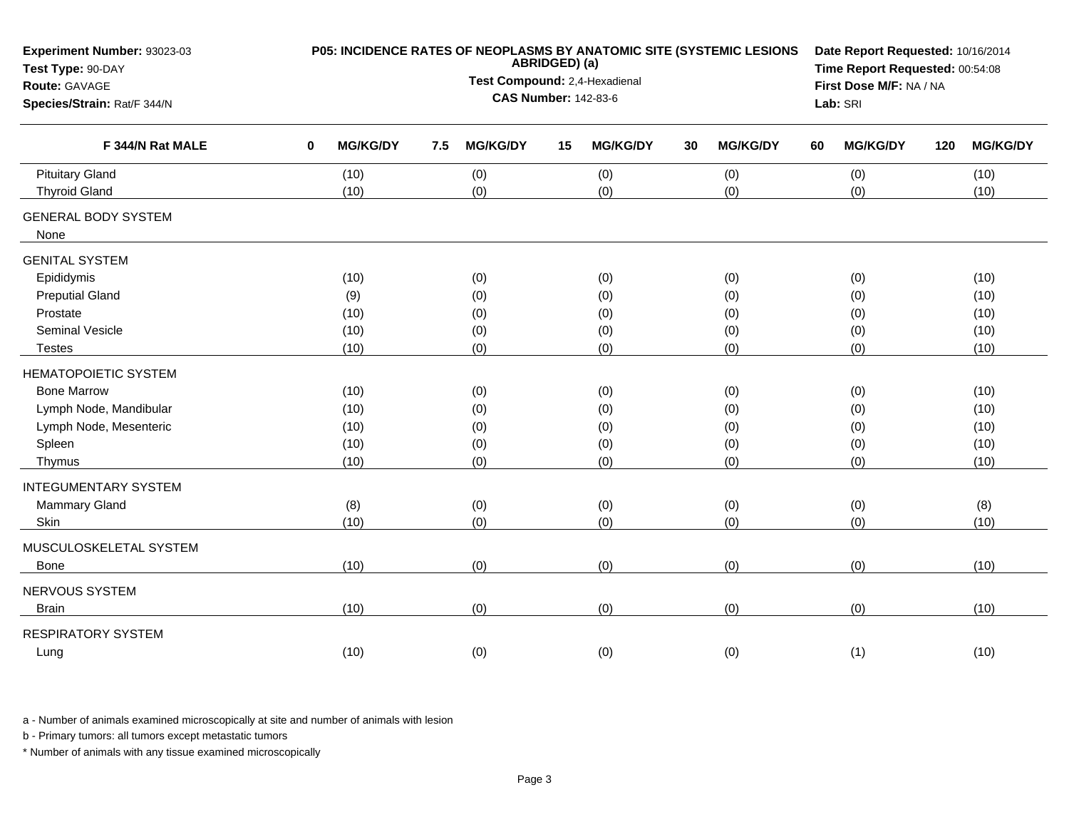**Experiment Number:** 93023-03
**Test Type:** 90-DAY
**Route:** GAVAGE
**Species/Strain:** Rat/F 344/N

**P05: INCIDENCE RATES OF NEOPLASMS BY ANATOMIC SITE (SYSTEMIC LESIONS ABRIDGED) (a)**
**Test Compound:** 2,4-Hexadienal
**CAS Number:** 142-83-6

**Date Report Requested:** 10/16/2014
**Time Report Requested:** 00:54:08
**First Dose M/F:** NA / NA
**Lab:** SRI

| F 344/N Rat MALE | 0 MG/KG/DY | 7.5 MG/KG/DY | 15 MG/KG/DY | 30 MG/KG/DY | 60 MG/KG/DY | 120 MG/KG/DY |
|---|---|---|---|---|---|---|
| Pituitary Gland | (10) | (0) | (0) | (0) | (0) | (10) |
| Thyroid Gland | (10) | (0) | (0) | (0) | (0) | (10) |
| GENERAL BODY SYSTEM | | | | | | |
| None | | | | | | |
| GENITAL SYSTEM | | | | | | |
| Epididymis | (10) | (0) | (0) | (0) | (0) | (10) |
| Preputial Gland | (9) | (0) | (0) | (0) | (0) | (10) |
| Prostate | (10) | (0) | (0) | (0) | (0) | (10) |
| Seminal Vesicle | (10) | (0) | (0) | (0) | (0) | (10) |
| Testes | (10) | (0) | (0) | (0) | (0) | (10) |
| HEMATOPOIETIC SYSTEM | | | | | | |
| Bone Marrow | (10) | (0) | (0) | (0) | (0) | (10) |
| Lymph Node, Mandibular | (10) | (0) | (0) | (0) | (0) | (10) |
| Lymph Node, Mesenteric | (10) | (0) | (0) | (0) | (0) | (10) |
| Spleen | (10) | (0) | (0) | (0) | (0) | (10) |
| Thymus | (10) | (0) | (0) | (0) | (0) | (10) |
| INTEGUMENTARY SYSTEM | | | | | | |
| Mammary Gland | (8) | (0) | (0) | (0) | (0) | (8) |
| Skin | (10) | (0) | (0) | (0) | (0) | (10) |
| MUSCULOSKELETAL SYSTEM | | | | | | |
| Bone | (10) | (0) | (0) | (0) | (0) | (10) |
| NERVOUS SYSTEM | | | | | | |
| Brain | (10) | (0) | (0) | (0) | (0) | (10) |
| RESPIRATORY SYSTEM | | | | | | |
| Lung | (10) | (0) | (0) | (0) | (1) | (10) |

a - Number of animals examined microscopically at site and number of animals with lesion

b - Primary tumors: all tumors except metastatic tumors

\* Number of animals with any tissue examined microscopically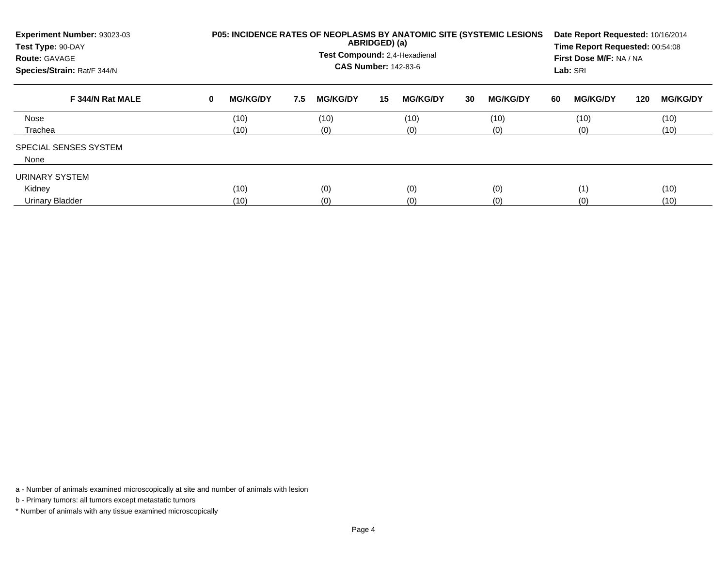**Experiment Number:** 93023-03
**Test Type:** 90-DAY
**Route:** GAVAGE
**Species/Strain:** Rat/F 344/N

**P05: INCIDENCE RATES OF NEOPLASMS BY ANATOMIC SITE (SYSTEMIC LESIONS ABRIDGED) (a)**

**Test Compound:** 2,4-Hexadienal
**CAS Number:** 142-83-6

**Date Report Requested:** 10/16/2014
**Time Report Requested:** 00:54:08
**First Dose M/F:** NA / NA
**Lab:** SRI

| F 344/N Rat MALE | 0 MG/KG/DY | 7.5 MG/KG/DY | 15 MG/KG/DY | 30 MG/KG/DY | 60 MG/KG/DY | 120 MG/KG/DY |
|---|---|---|---|---|---|---|
| Nose | (10) | (10) | (10) | (10) | (10) | (10) |
| Trachea | (10) | (0) | (0) | (0) | (0) | (10) |
| SPECIAL SENSES SYSTEM | | | | | | |
| None | | | | | | |
| URINARY SYSTEM | | | | | | |
| Kidney | (10) | (0) | (0) | (0) | (1) | (10) |
| Urinary Bladder | (10) | (0) | (0) | (0) | (0) | (10) |

a - Number of animals examined microscopically at site and number of animals with lesion

b - Primary tumors: all tumors except metastatic tumors

* Number of animals with any tissue examined microscopically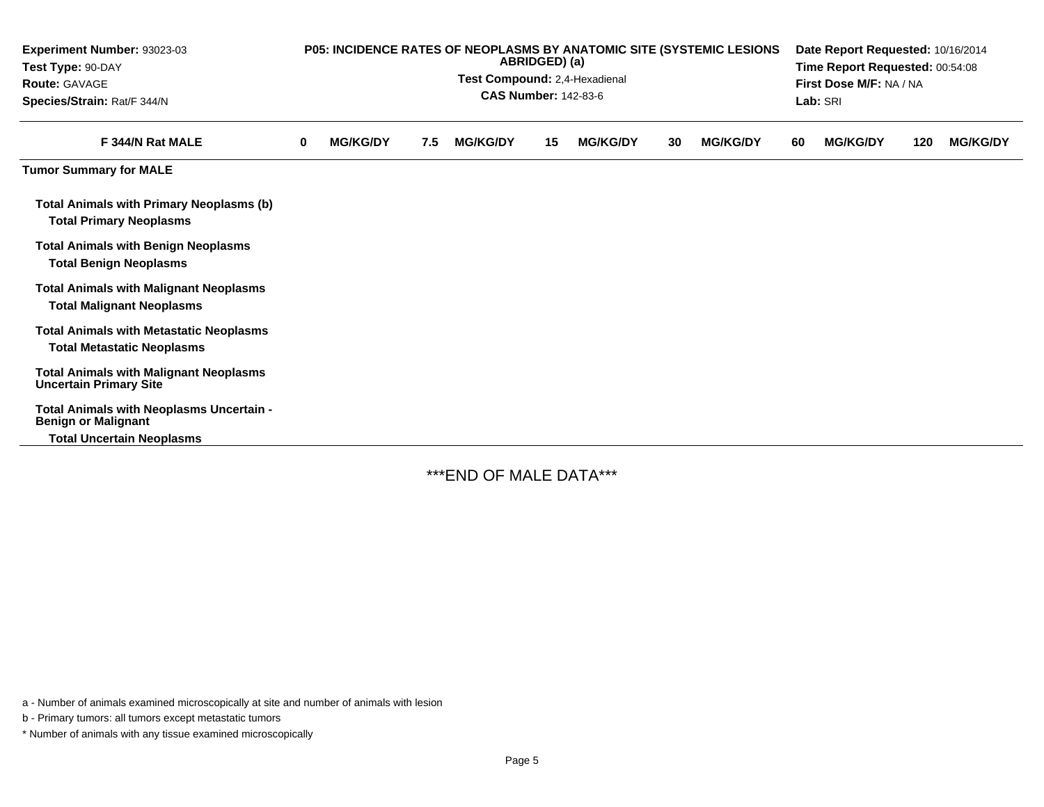**Experiment Number:** 93023-03
**Test Type:** 90-DAY
**Route:** GAVAGE
**Species/Strain:** Rat/F 344/N

**P05: INCIDENCE RATES OF NEOPLASMS BY ANATOMIC SITE (SYSTEMIC LESIONS ABRIDGED) (a)**
**Test Compound:** 2,4-Hexadienal
**CAS Number:** 142-83-6

**Date Report Requested:** 10/16/2014
**Time Report Requested:** 00:54:08
**First Dose M/F:** NA / NA
**Lab:** SRI

| F 344/N Rat MALE | 0 MG/KG/DY | 7.5 MG/KG/DY | 15 MG/KG/DY | 30 MG/KG/DY | 60 MG/KG/DY | 120 MG/KG/DY |
|---|---|---|---|---|---|---|
| **Tumor Summary for MALE** | | | | | | |
| **Total Animals with Primary Neoplasms (b)** | | | | | | |
| **Total Primary Neoplasms** | | | | | | |
| **Total Animals with Benign Neoplasms** | | | | | | |
| **Total Benign Neoplasms** | | | | | | |
| **Total Animals with Malignant Neoplasms** | | | | | | |
| **Total Malignant Neoplasms** | | | | | | |
| **Total Animals with Metastatic Neoplasms** | | | | | | |
| **Total Metastatic Neoplasms** | | | | | | |
| **Total Animals with Malignant Neoplasms Uncertain Primary Site** | | | | | | |
| **Total Animals with Neoplasms Uncertain - Benign or Malignant** | | | | | | |
| **Total Uncertain Neoplasms** | | | | | | |

***END OF MALE DATA***

a - Number of animals examined microscopically at site and number of animals with lesion

b - Primary tumors: all tumors except metastatic tumors

* Number of animals with any tissue examined microscopically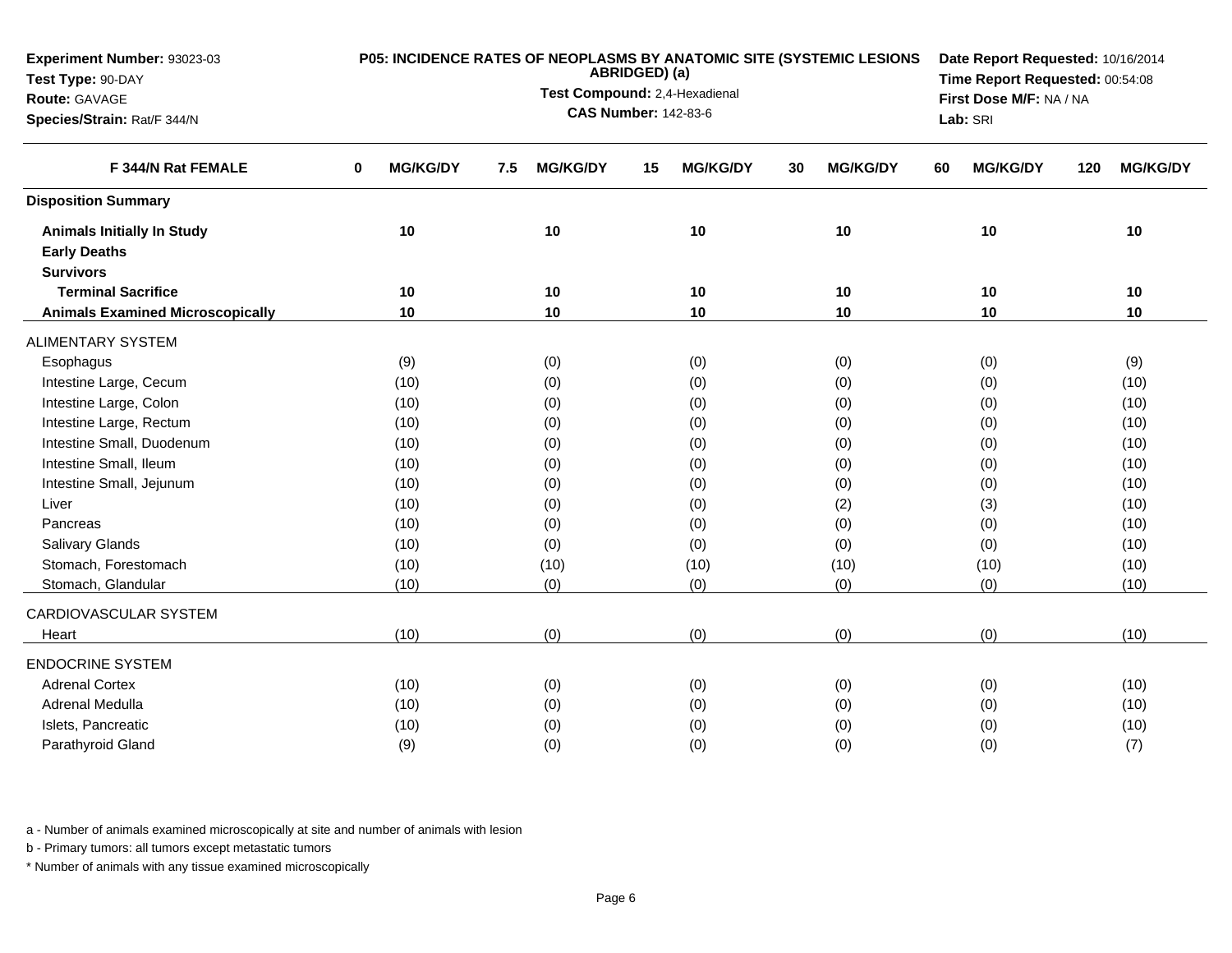**Experiment Number:** 93023-03
**Test Type:** 90-DAY
**Route:** GAVAGE
**Species/Strain:** Rat/F 344/N

**P05: INCIDENCE RATES OF NEOPLASMS BY ANATOMIC SITE (SYSTEMIC LESIONS ABRIDGED) (a)**
**Test Compound:** 2,4-Hexadienal
**CAS Number:** 142-83-6

**Date Report Requested:** 10/16/2014
**Time Report Requested:** 00:54:08
**First Dose M/F:** NA / NA
**Lab:** SRI

| F 344/N Rat FEMALE | 0 MG/KG/DY | 7.5 MG/KG/DY | 15 MG/KG/DY | 30 MG/KG/DY | 60 MG/KG/DY | 120 MG/KG/DY |
|---|---|---|---|---|---|---|
| **Disposition Summary** | | | | | | |
| **Animals Initially In Study** | **10** | **10** | **10** | **10** | **10** | **10** |
| **Early Deaths** | | | | | | |
| **Survivors** | | | | | | |
| **Terminal Sacrifice** | **10** | **10** | **10** | **10** | **10** | **10** |
| **Animals Examined Microscopically** | **10** | **10** | **10** | **10** | **10** | **10** |
| ALIMENTARY SYSTEM | | | | | | |
| Esophagus | (9) | (0) | (0) | (0) | (0) | (9) |
| Intestine Large, Cecum | (10) | (0) | (0) | (0) | (0) | (10) |
| Intestine Large, Colon | (10) | (0) | (0) | (0) | (0) | (10) |
| Intestine Large, Rectum | (10) | (0) | (0) | (0) | (0) | (10) |
| Intestine Small, Duodenum | (10) | (0) | (0) | (0) | (0) | (10) |
| Intestine Small, Ileum | (10) | (0) | (0) | (0) | (0) | (10) |
| Intestine Small, Jejunum | (10) | (0) | (0) | (0) | (0) | (10) |
| Liver | (10) | (0) | (0) | (2) | (3) | (10) |
| Pancreas | (10) | (0) | (0) | (0) | (0) | (10) |
| Salivary Glands | (10) | (0) | (0) | (0) | (0) | (10) |
| Stomach, Forestomach | (10) | (10) | (10) | (10) | (10) | (10) |
| Stomach, Glandular | (10) | (0) | (0) | (0) | (0) | (10) |
| CARDIOVASCULAR SYSTEM | | | | | | |
| Heart | (10) | (0) | (0) | (0) | (0) | (10) |
| ENDOCRINE SYSTEM | | | | | | |
| Adrenal Cortex | (10) | (0) | (0) | (0) | (0) | (10) |
| Adrenal Medulla | (10) | (0) | (0) | (0) | (0) | (10) |
| Islets, Pancreatic | (10) | (0) | (0) | (0) | (0) | (10) |
| Parathyroid Gland | (9) | (0) | (0) | (0) | (0) | (7) |

a - Number of animals examined microscopically at site and number of animals with lesion

b - Primary tumors: all tumors except metastatic tumors

* Number of animals with any tissue examined microscopically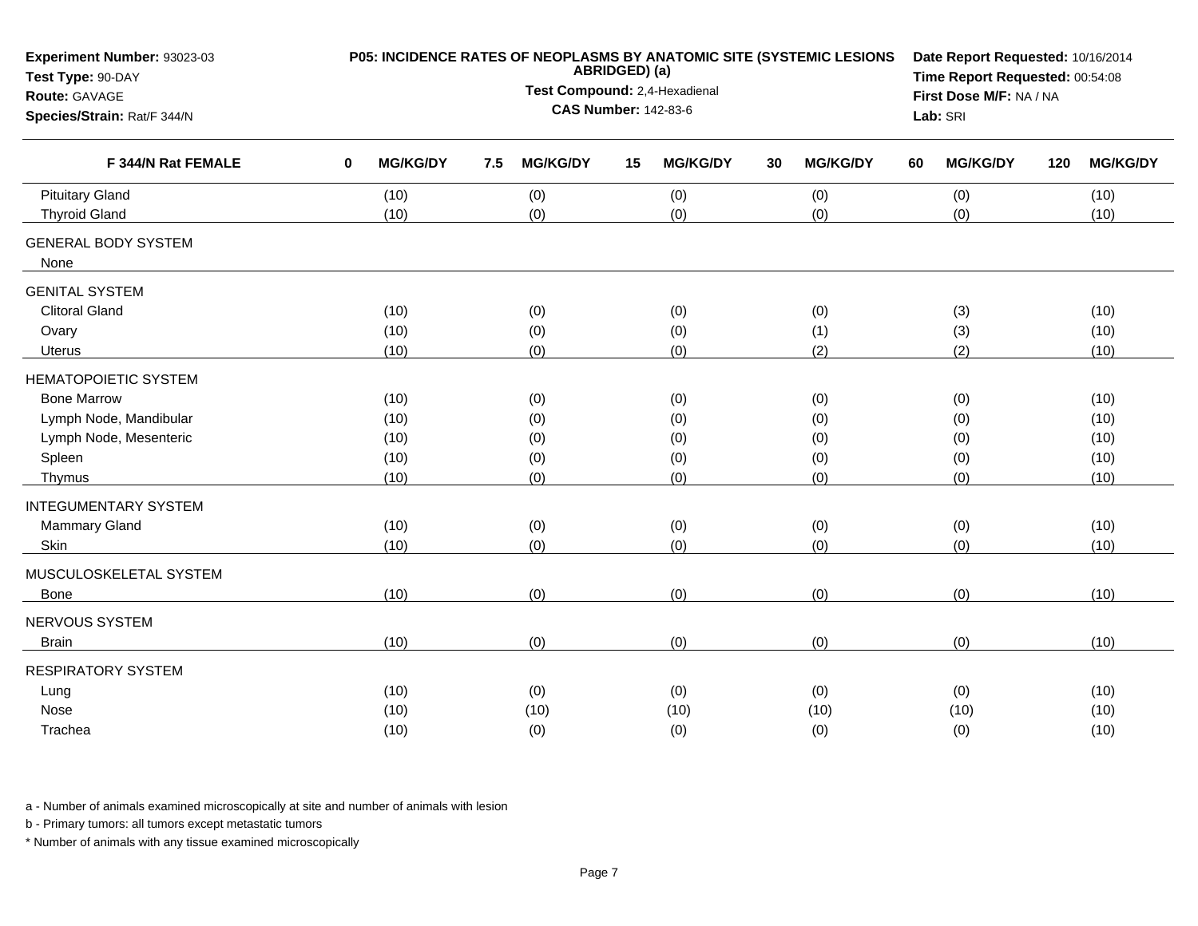**Experiment Number:** 93023-03
**Test Type:** 90-DAY
**Route:** GAVAGE
**Species/Strain:** Rat/F 344/N

**P05: INCIDENCE RATES OF NEOPLASMS BY ANATOMIC SITE (SYSTEMIC LESIONS ABRIDGED) (a)**
**Test Compound:** 2,4-Hexadienal
**CAS Number:** 142-83-6

**Date Report Requested:** 10/16/2014
**Time Report Requested:** 00:54:08
**First Dose M/F:** NA / NA
**Lab:** SRI

| F 344/N Rat FEMALE | 0 MG/KG/DY | 7.5 MG/KG/DY | 15 MG/KG/DY | 30 MG/KG/DY | 60 MG/KG/DY | 120 MG/KG/DY |
|---|---|---|---|---|---|---|
| Pituitary Gland | (10) | (0) | (0) | (0) | (0) | (10) |
| Thyroid Gland | (10) | (0) | (0) | (0) | (0) | (10) |
| GENERAL BODY SYSTEM | | | | | | |
| None | | | | | | |
| GENITAL SYSTEM | | | | | | |
| Clitoral Gland | (10) | (0) | (0) | (0) | (3) | (10) |
| Ovary | (10) | (0) | (0) | (1) | (3) | (10) |
| Uterus | (10) | (0) | (0) | (2) | (2) | (10) |
| HEMATOPOIETIC SYSTEM | | | | | | |
| Bone Marrow | (10) | (0) | (0) | (0) | (0) | (10) |
| Lymph Node, Mandibular | (10) | (0) | (0) | (0) | (0) | (10) |
| Lymph Node, Mesenteric | (10) | (0) | (0) | (0) | (0) | (10) |
| Spleen | (10) | (0) | (0) | (0) | (0) | (10) |
| Thymus | (10) | (0) | (0) | (0) | (0) | (10) |
| INTEGUMENTARY SYSTEM | | | | | | |
| Mammary Gland | (10) | (0) | (0) | (0) | (0) | (10) |
| Skin | (10) | (0) | (0) | (0) | (0) | (10) |
| MUSCULOSKELETAL SYSTEM | | | | | | |
| Bone | (10) | (0) | (0) | (0) | (0) | (10) |
| NERVOUS SYSTEM | | | | | | |
| Brain | (10) | (0) | (0) | (0) | (0) | (10) |
| RESPIRATORY SYSTEM | | | | | | |
| Lung | (10) | (0) | (0) | (0) | (0) | (10) |
| Nose | (10) | (10) | (10) | (10) | (10) | (10) |
| Trachea | (10) | (0) | (0) | (0) | (0) | (10) |

a - Number of animals examined microscopically at site and number of animals with lesion

b - Primary tumors: all tumors except metastatic tumors

* Number of animals with any tissue examined microscopically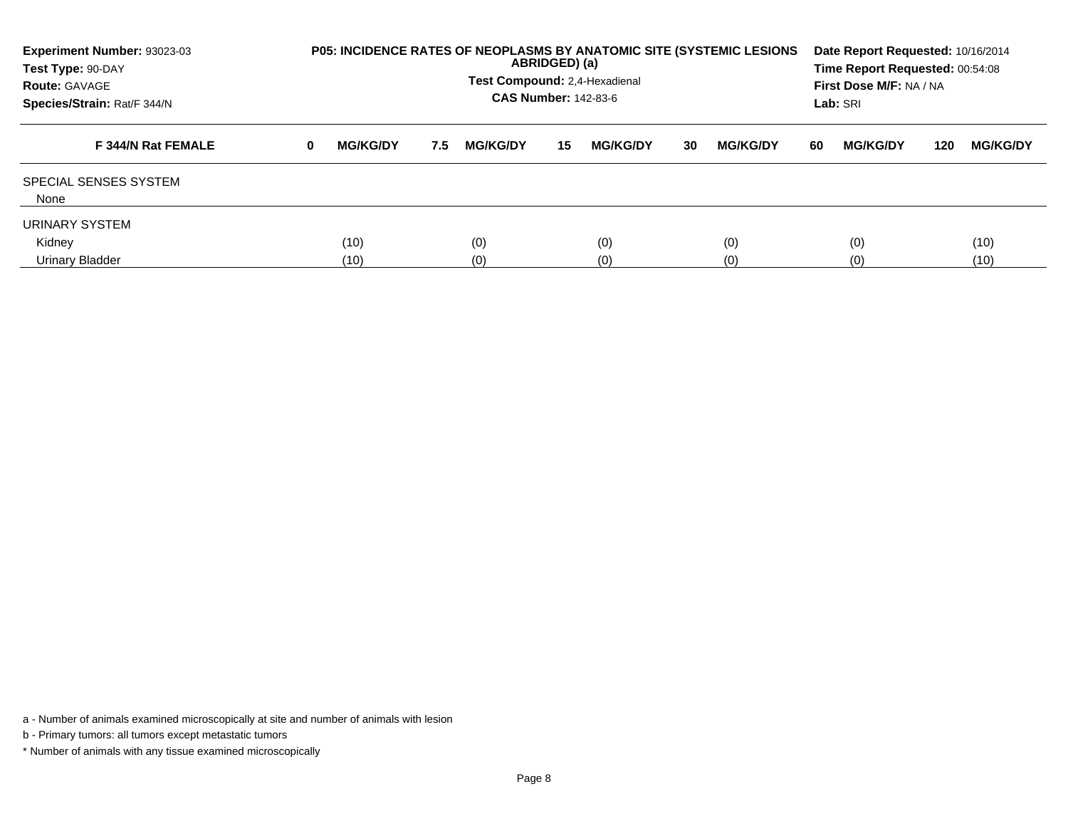**Experiment Number:** 93023-03
**Test Type:** 90-DAY
**Route:** GAVAGE
**Species/Strain:** Rat/F 344/N

**P05: INCIDENCE RATES OF NEOPLASMS BY ANATOMIC SITE (SYSTEMIC LESIONS ABRIDGED) (a)**
**Test Compound:** 2,4-Hexadienal
**CAS Number:** 142-83-6

**Date Report Requested:** 10/16/2014
**Time Report Requested:** 00:54:08
**First Dose M/F:** NA / NA
**Lab:** SRI

| F 344/N Rat FEMALE | 0 MG/KG/DY | 7.5 MG/KG/DY | 15 MG/KG/DY | 30 MG/KG/DY | 60 MG/KG/DY | 120 MG/KG/DY |
|---|---|---|---|---|---|---|
| SPECIAL SENSES SYSTEM | | | | | | |
| None | | | | | | |
| URINARY SYSTEM | | | | | | |
| Kidney | (10) | (0) | (0) | (0) | (0) | (10) |
| Urinary Bladder | (10) | (0) | (0) | (0) | (0) | (10) |

a - Number of animals examined microscopically at site and number of animals with lesion

b - Primary tumors: all tumors except metastatic tumors

* Number of animals with any tissue examined microscopically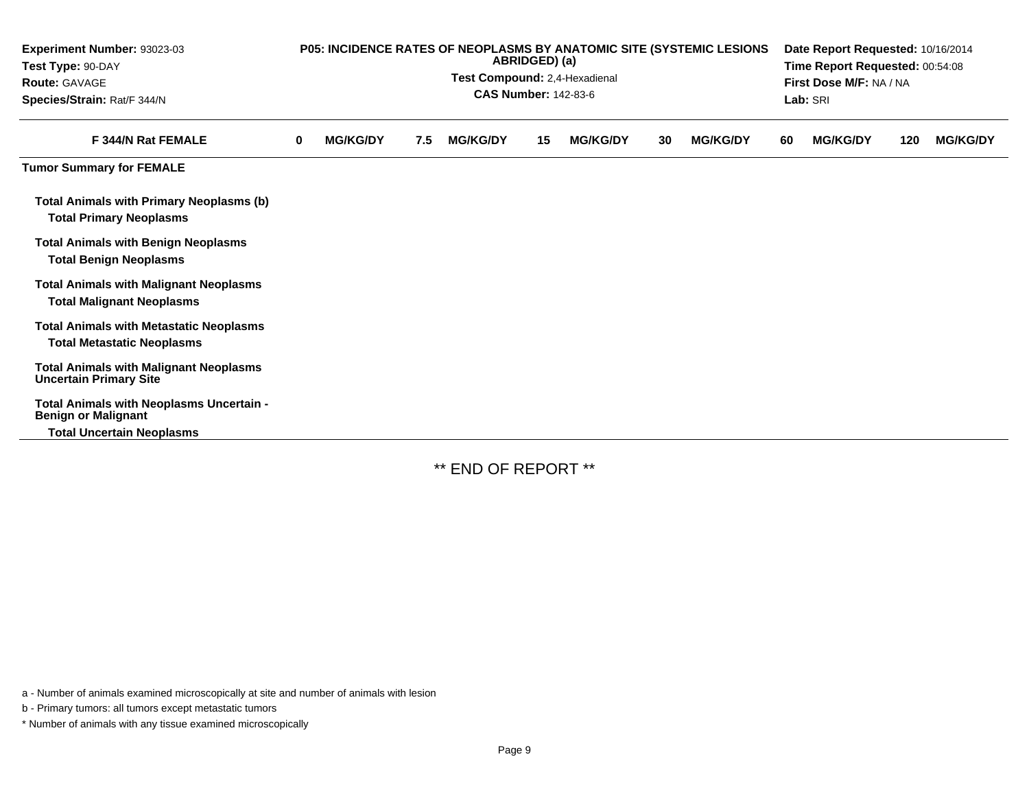| F 344/N Rat FEMALE | 0 MG/KG/DY | 7.5 MG/KG/DY | 15 MG/KG/DY | 30 MG/KG/DY | 60 MG/KG/DY | 120 MG/KG/DY |
|---|---|---|---|---|---|---|
| **Tumor Summary for FEMALE** | | | | | | |
| **Total Animals with Primary Neoplasms (b)** | | | | | | |
| **Total Primary Neoplasms** | | | | | | |
| **Total Animals with Benign Neoplasms** | | | | | | |
| **Total Benign Neoplasms** | | | | | | |
| **Total Animals with Malignant Neoplasms** | | | | | | |
| **Total Malignant Neoplasms** | | | | | | |
| **Total Animals with Metastatic Neoplasms** | | | | | | |
| **Total Metastatic Neoplasms** | | | | | | |
| **Total Animals with Malignant Neoplasms Uncertain Primary Site** | | | | | | |
| **Total Animals with Neoplasms Uncertain - Benign or Malignant** | | | | | | |
| **Total Uncertain Neoplasms** | | | | | | |

** END OF REPORT **

a - Number of animals examined microscopically at site and number of animals with lesion

b - Primary tumors: all tumors except metastatic tumors

* Number of animals with any tissue examined microscopically